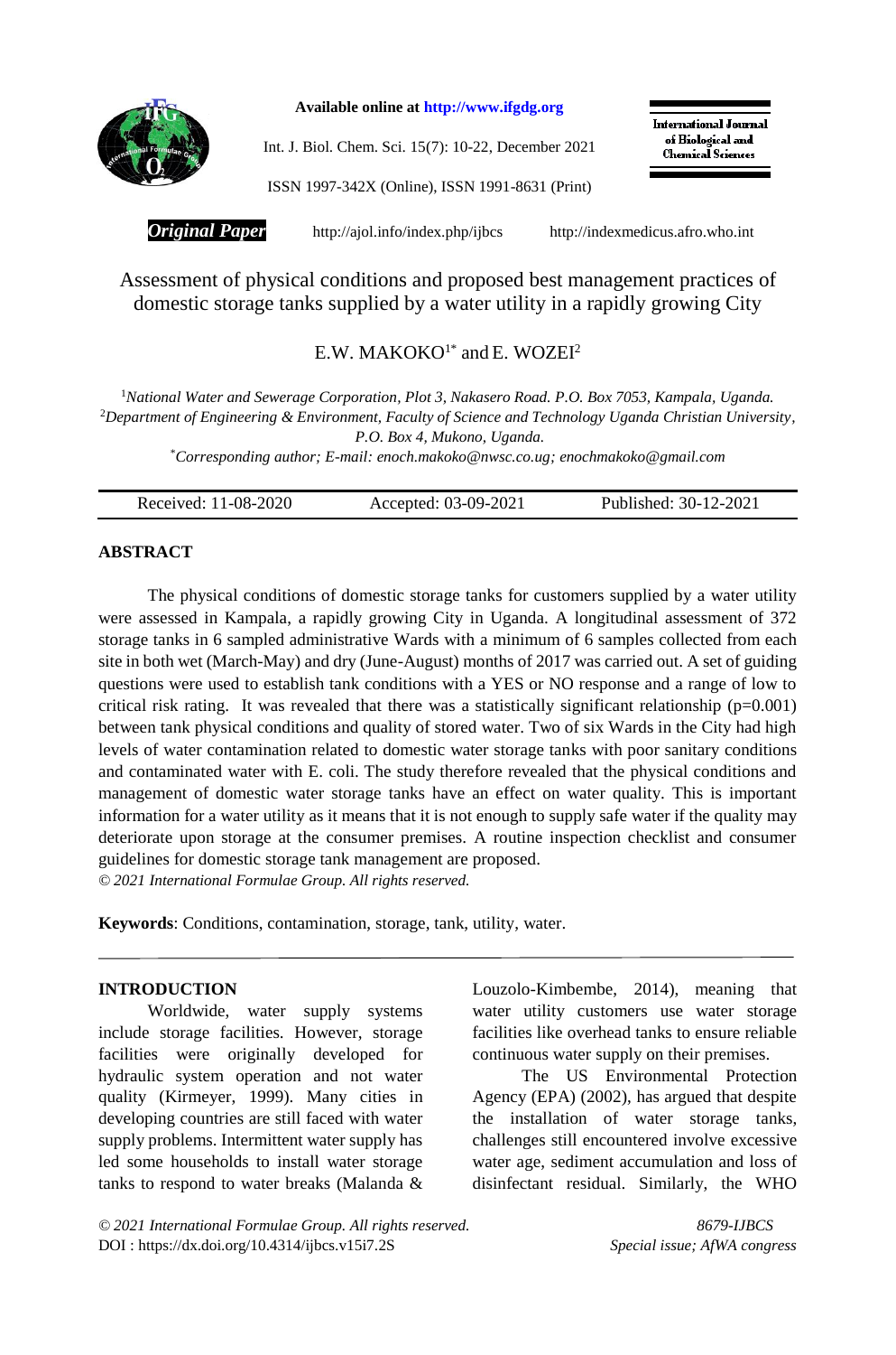Available online at http://www.ifgdg.org

Int. J. Biol. Chem. Sci. 15(7): 10-22, December 2021

ISSN 1997-342X (Online), ISSN 1991-8631 (Print)

International Journal of Biological and Chemical Sciences

***Original Paper*** http://ajol.info/index.php/ijbcs http://indexmedicus.afro.who.int

# Assessment of physical conditions and proposed best management practices of domestic storage tanks supplied by a water utility in a rapidly growing City

E.W. MAKOKO[1*] and E. WOZEI[2]

[1]*National Water and Sewerage Corporation, Plot 3, Nakasero Road. P.O. Box 7053, Kampala, Uganda.*
[2]*Department of Engineering & Environment, Faculty of Science and Technology Uganda Christian University, P.O. Box 4, Mukono, Uganda.*
[*]*Corresponding author; E-mail: enoch.makoko@nwsc.co.ug; enochmakoko@gmail.com*

| Received: 11-08-2020 | Accepted: 03-09-2021 | Published: 30-12-2021 |
|---|---|---|

## ABSTRACT

The physical conditions of domestic storage tanks for customers supplied by a water utility were assessed in Kampala, a rapidly growing City in Uganda. A longitudinal assessment of 372 storage tanks in 6 sampled administrative Wards with a minimum of 6 samples collected from each site in both wet (March-May) and dry (June-August) months of 2017 was carried out. A set of guiding questions were used to establish tank conditions with a YES or NO response and a range of low to critical risk rating. It was revealed that there was a statistically significant relationship ($p=0.001$) between tank physical conditions and quality of stored water. Two of six Wards in the City had high levels of water contamination related to domestic water storage tanks with poor sanitary conditions and contaminated water with E. coli. The study therefore revealed that the physical conditions and management of domestic water storage tanks have an effect on water quality. This is important information for a water utility as it means that it is not enough to supply safe water if the quality may deteriorate upon storage at the consumer premises. A routine inspection checklist and consumer guidelines for domestic storage tank management are proposed.

*© 2021 International Formulae Group. All rights reserved.*

**Keywords**: Conditions, contamination, storage, tank, utility, water.

## INTRODUCTION

Worldwide, water supply systems include storage facilities. However, storage facilities were originally developed for hydraulic system operation and not water quality (Kirmeyer, 1999). Many cities in developing countries are still faced with water supply problems. Intermittent water supply has led some households to install water storage tanks to respond to water breaks (Malanda & Louzolo-Kimbembe, 2014), meaning that water utility customers use water storage facilities like overhead tanks to ensure reliable continuous water supply on their premises.

The US Environmental Protection Agency (EPA) (2002), has argued that despite the installation of water storage tanks, challenges still encountered involve excessive water age, sediment accumulation and loss of disinfectant residual. Similarly, the WHO

*© 2021 International Formulae Group. All rights reserved.* 8679-IJBCS
DOI : https://dx.doi.org/10.4314/ijbcs.v15i7.2S *Special issue; AfWA congress*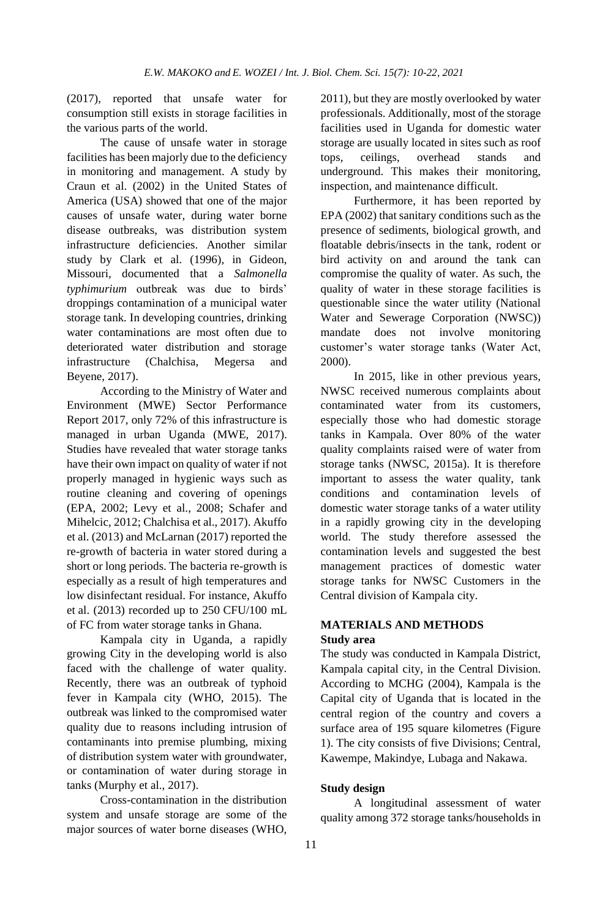(2017), reported that unsafe water for consumption still exists in storage facilities in the various parts of the world.

The cause of unsafe water in storage facilities has been majorly due to the deficiency in monitoring and management. A study by Craun et al. (2002) in the United States of America (USA) showed that one of the major causes of unsafe water, during water borne disease outbreaks, was distribution system infrastructure deficiencies. Another similar study by Clark et al. (1996), in Gideon, Missouri, documented that a *Salmonella typhimurium* outbreak was due to birds' droppings contamination of a municipal water storage tank. In developing countries, drinking water contaminations are most often due to deteriorated water distribution and storage infrastructure (Chalchisa, Megersa and Beyene, 2017).

According to the Ministry of Water and Environment (MWE) Sector Performance Report 2017, only 72% of this infrastructure is managed in urban Uganda (MWE, 2017). Studies have revealed that water storage tanks have their own impact on quality of water if not properly managed in hygienic ways such as routine cleaning and covering of openings (EPA, 2002; Levy et al., 2008; Schafer and Mihelcic, 2012; Chalchisa et al., 2017). Akuffo et al. (2013) and McLarnan (2017) reported the re-growth of bacteria in water stored during a short or long periods. The bacteria re-growth is especially as a result of high temperatures and low disinfectant residual. For instance, Akuffo et al. (2013) recorded up to 250 CFU/100 mL of FC from water storage tanks in Ghana.

Kampala city in Uganda, a rapidly growing City in the developing world is also faced with the challenge of water quality. Recently, there was an outbreak of typhoid fever in Kampala city (WHO, 2015). The outbreak was linked to the compromised water quality due to reasons including intrusion of contaminants into premise plumbing, mixing of distribution system water with groundwater, or contamination of water during storage in tanks (Murphy et al., 2017).

Cross-contamination in the distribution system and unsafe storage are some of the major sources of water borne diseases (WHO, 2011), but they are mostly overlooked by water professionals. Additionally, most of the storage facilities used in Uganda for domestic water storage are usually located in sites such as roof tops, ceilings, overhead stands and underground. This makes their monitoring, inspection, and maintenance difficult.

Furthermore, it has been reported by EPA (2002) that sanitary conditions such as the presence of sediments, biological growth, and floatable debris/insects in the tank, rodent or bird activity on and around the tank can compromise the quality of water. As such, the quality of water in these storage facilities is questionable since the water utility (National Water and Sewerage Corporation (NWSC)) mandate does not involve monitoring customer's water storage tanks (Water Act, 2000).

In 2015, like in other previous years, NWSC received numerous complaints about contaminated water from its customers, especially those who had domestic storage tanks in Kampala. Over 80% of the water quality complaints raised were of water from storage tanks (NWSC, 2015a). It is therefore important to assess the water quality, tank conditions and contamination levels of domestic water storage tanks of a water utility in a rapidly growing city in the developing world. The study therefore assessed the contamination levels and suggested the best management practices of domestic water storage tanks for NWSC Customers in the Central division of Kampala city.

## MATERIALS AND METHODS

### Study area

The study was conducted in Kampala District, Kampala capital city, in the Central Division. According to MCHG (2004), Kampala is the Capital city of Uganda that is located in the central region of the country and covers a surface area of 195 square kilometres (Figure 1). The city consists of five Divisions; Central, Kawempe, Makindye, Lubaga and Nakawa.

### Study design

A longitudinal assessment of water quality among 372 storage tanks/households in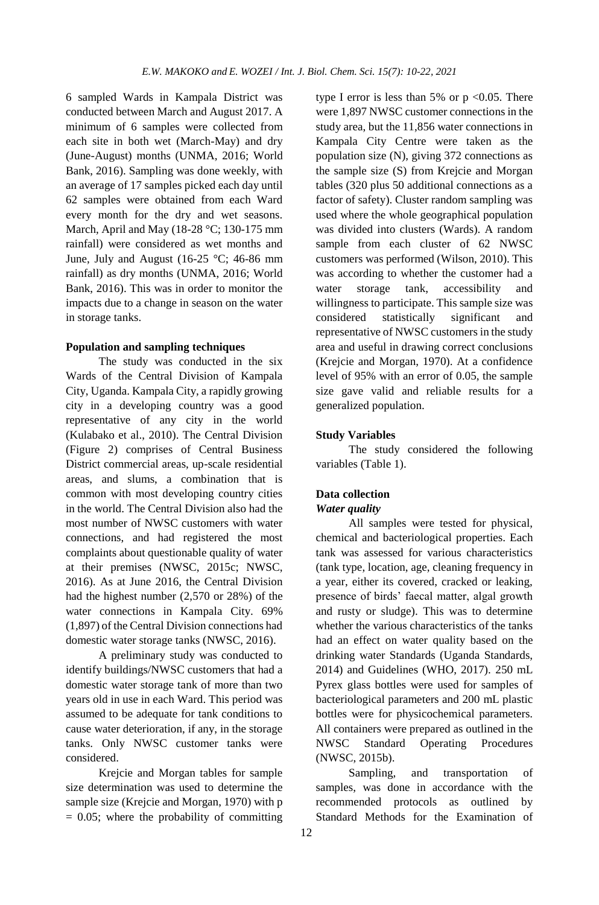6 sampled Wards in Kampala District was conducted between March and August 2017. A minimum of 6 samples were collected from each site in both wet (March-May) and dry (June-August) months (UNMA, 2016; World Bank, 2016). Sampling was done weekly, with an average of 17 samples picked each day until 62 samples were obtained from each Ward every month for the dry and wet seasons. March, April and May (18-28 °C; 130-175 mm rainfall) were considered as wet months and June, July and August (16-25 °C; 46-86 mm rainfall) as dry months (UNMA, 2016; World Bank, 2016). This was in order to monitor the impacts due to a change in season on the water in storage tanks.

**Population and sampling techniques**

The study was conducted in the six Wards of the Central Division of Kampala City, Uganda. Kampala City, a rapidly growing city in a developing country was a good representative of any city in the world (Kulabako et al., 2010). The Central Division (Figure 2) comprises of Central Business District commercial areas, up-scale residential areas, and slums, a combination that is common with most developing country cities in the world. The Central Division also had the most number of NWSC customers with water connections, and had registered the most complaints about questionable quality of water at their premises (NWSC, 2015c; NWSC, 2016). As at June 2016, the Central Division had the highest number (2,570 or 28%) of the water connections in Kampala City. 69% (1,897) of the Central Division connections had domestic water storage tanks (NWSC, 2016).

A preliminary study was conducted to identify buildings/NWSC customers that had a domestic water storage tank of more than two years old in use in each Ward. This period was assumed to be adequate for tank conditions to cause water deterioration, if any, in the storage tanks. Only NWSC customer tanks were considered.

Krejcie and Morgan tables for sample size determination was used to determine the sample size (Krejcie and Morgan, 1970) with $p = 0.05$; where the probability of committing type I error is less than 5% or $p < 0.05$. There were 1,897 NWSC customer connections in the study area, but the 11,856 water connections in Kampala City Centre were taken as the population size (N), giving 372 connections as the sample size (S) from Krejcie and Morgan tables (320 plus 50 additional connections as a factor of safety). Cluster random sampling was used where the whole geographical population was divided into clusters (Wards). A random sample from each cluster of 62 NWSC customers was performed (Wilson, 2010). This was according to whether the customer had a water storage tank, accessibility and willingness to participate. This sample size was considered statistically significant and representative of NWSC customers in the study area and useful in drawing correct conclusions (Krejcie and Morgan, 1970). At a confidence level of 95% with an error of 0.05, the sample size gave valid and reliable results for a generalized population.

**Study Variables**

The study considered the following variables (Table 1).

**Data collection**

***Water quality***

All samples were tested for physical, chemical and bacteriological properties. Each tank was assessed for various characteristics (tank type, location, age, cleaning frequency in a year, either its covered, cracked or leaking, presence of birds' faecal matter, algal growth and rusty or sludge). This was to determine whether the various characteristics of the tanks had an effect on water quality based on the drinking water Standards (Uganda Standards, 2014) and Guidelines (WHO, 2017). 250 mL Pyrex glass bottles were used for samples of bacteriological parameters and 200 mL plastic bottles were for physicochemical parameters. All containers were prepared as outlined in the NWSC Standard Operating Procedures (NWSC, 2015b).

Sampling, and transportation of samples, was done in accordance with the recommended protocols as outlined by Standard Methods for the Examination of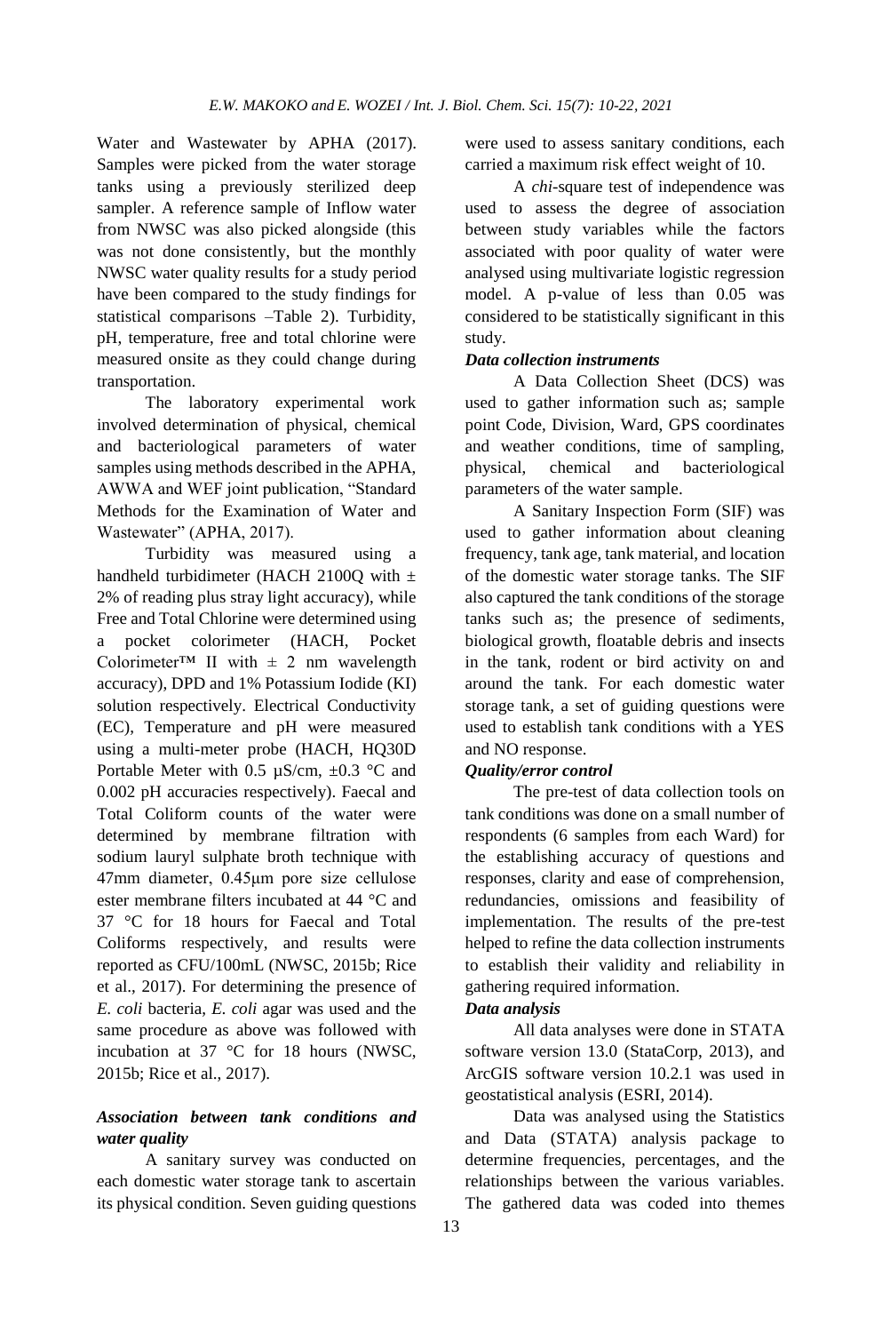Water and Wastewater by APHA (2017). Samples were picked from the water storage tanks using a previously sterilized deep sampler. A reference sample of Inflow water from NWSC was also picked alongside (this was not done consistently, but the monthly NWSC water quality results for a study period have been compared to the study findings for statistical comparisons –Table 2). Turbidity, pH, temperature, free and total chlorine were measured onsite as they could change during transportation.

The laboratory experimental work involved determination of physical, chemical and bacteriological parameters of water samples using methods described in the APHA, AWWA and WEF joint publication, "Standard Methods for the Examination of Water and Wastewater" (APHA, 2017).

Turbidity was measured using a handheld turbidimeter (HACH 2100Q with ± 2% of reading plus stray light accuracy), while Free and Total Chlorine were determined using a pocket colorimeter (HACH, Pocket Colorimeter™ II with ± 2 nm wavelength accuracy), DPD and 1% Potassium Iodide (KI) solution respectively. Electrical Conductivity (EC), Temperature and pH were measured using a multi-meter probe (HACH, HQ30D Portable Meter with 0.5 µS/cm, ±0.3 °C and 0.002 pH accuracies respectively). Faecal and Total Coliform counts of the water were determined by membrane filtration with sodium lauryl sulphate broth technique with 47mm diameter, 0.45µm pore size cellulose ester membrane filters incubated at 44 °C and 37 °C for 18 hours for Faecal and Total Coliforms respectively, and results were reported as CFU/100mL (NWSC, 2015b; Rice et al., 2017). For determining the presence of *E. coli* bacteria, *E. coli* agar was used and the same procedure as above was followed with incubation at 37 °C for 18 hours (NWSC, 2015b; Rice et al., 2017).

### *Association between tank conditions and water quality*

A sanitary survey was conducted on each domestic water storage tank to ascertain its physical condition. Seven guiding questions were used to assess sanitary conditions, each carried a maximum risk effect weight of 10.

A *chi*-square test of independence was used to assess the degree of association between study variables while the factors associated with poor quality of water were analysed using multivariate logistic regression model. A p-value of less than 0.05 was considered to be statistically significant in this study.

### *Data collection instruments*

A Data Collection Sheet (DCS) was used to gather information such as; sample point Code, Division, Ward, GPS coordinates and weather conditions, time of sampling, physical, chemical and bacteriological parameters of the water sample.

A Sanitary Inspection Form (SIF) was used to gather information about cleaning frequency, tank age, tank material, and location of the domestic water storage tanks. The SIF also captured the tank conditions of the storage tanks such as; the presence of sediments, biological growth, floatable debris and insects in the tank, rodent or bird activity on and around the tank. For each domestic water storage tank, a set of guiding questions were used to establish tank conditions with a YES and NO response.

### *Quality/error control*

The pre-test of data collection tools on tank conditions was done on a small number of respondents (6 samples from each Ward) for the establishing accuracy of questions and responses, clarity and ease of comprehension, redundancies, omissions and feasibility of implementation. The results of the pre-test helped to refine the data collection instruments to establish their validity and reliability in gathering required information.

### *Data analysis*

All data analyses were done in STATA software version 13.0 (StataCorp, 2013), and ArcGIS software version 10.2.1 was used in geostatistical analysis (ESRI, 2014).

Data was analysed using the Statistics and Data (STATA) analysis package to determine frequencies, percentages, and the relationships between the various variables. The gathered data was coded into themes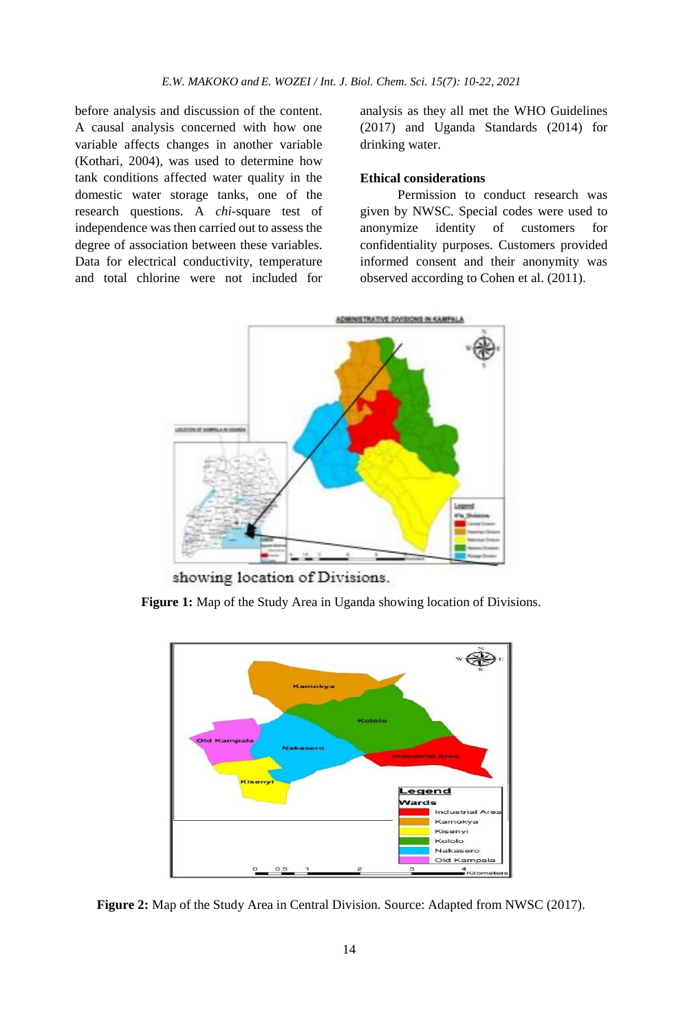before analysis and discussion of the content. A causal analysis concerned with how one variable affects changes in another variable (Kothari, 2004), was used to determine how tank conditions affected water quality in the domestic water storage tanks, one of the research questions. A *chi*-square test of independence was then carried out to assess the degree of association between these variables. Data for electrical conductivity, temperature and total chlorine were not included for analysis as they all met the WHO Guidelines (2017) and Uganda Standards (2014) for drinking water.

### Ethical considerations

Permission to conduct research was given by NWSC. Special codes were used to anonymize identity of customers for confidentiality purposes. Customers provided informed consent and their anonymity was observed according to Cohen et al. (2011).

**Figure 1:** Map of the Study Area in Uganda showing location of Divisions.

**Figure 2:** Map of the Study Area in Central Division. Source: Adapted from NWSC (2017).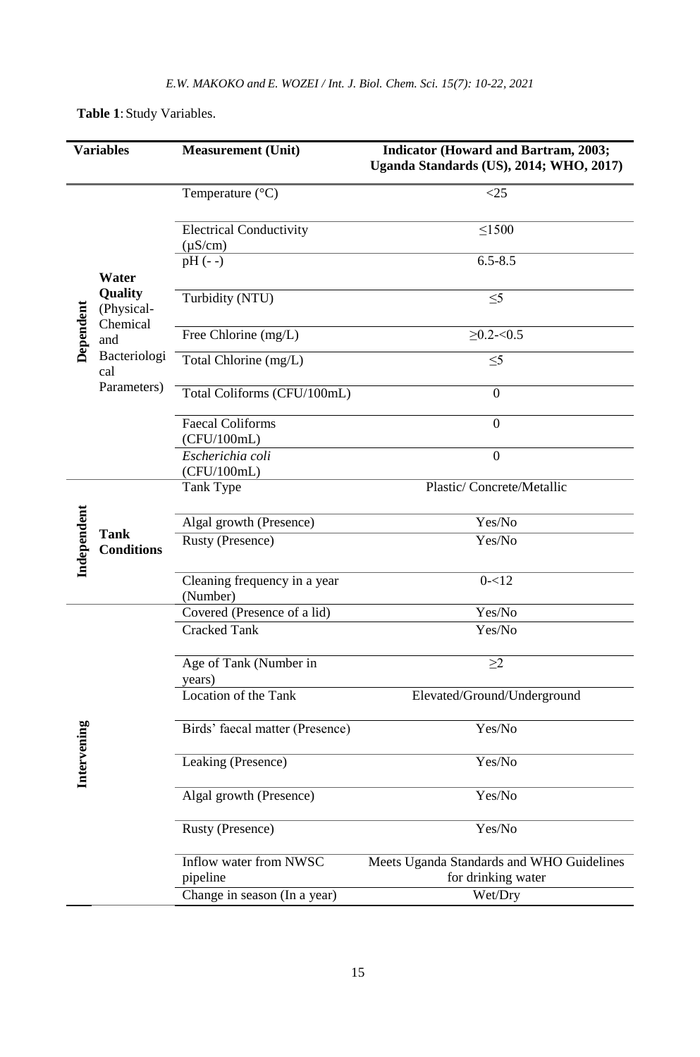**Table 1**: Study Variables.

| Variables | | Measurement (Unit) | Indicator (Howard and Bartram, 2003; Uganda Standards (US), 2014; WHO, 2017) |
|---|---|---|---|
| Dependent | Water Quality (Physical-Chemical and Bacteriological Parameters) | Temperature (°C) | <25 |
| | | Electrical Conductivity (µS/cm) | ≤1500 |
| | | pH (- -) | 6.5-8.5 |
| | | Turbidity (NTU) | ≤5 |
| | | Free Chlorine (mg/L) | ≥0.2-<0.5 |
| | | Total Chlorine (mg/L) | ≤5 |
| | | Total Coliforms (CFU/100mL) | 0 |
| | | Faecal Coliforms (CFU/100mL) | 0 |
| | | *Escherichia coli* (CFU/100mL) | 0 |
| Independent | Tank Conditions | Tank Type | Plastic/ Concrete/Metallic |
| | | Algal growth (Presence) | Yes/No |
| | | Rusty (Presence) | Yes/No |
| | | Cleaning frequency in a year (Number) | 0-<12 |
| Intervening | | Covered (Presence of a lid) | Yes/No |
| | | Cracked Tank | Yes/No |
| | | Age of Tank (Number in years) | ≥2 |
| | | Location of the Tank | Elevated/Ground/Underground |
| | | Birds' faecal matter (Presence) | Yes/No |
| | | Leaking (Presence) | Yes/No |
| | | Algal growth (Presence) | Yes/No |
| | | Rusty (Presence) | Yes/No |
| | | Inflow water from NWSC pipeline | Meets Uganda Standards and WHO Guidelines for drinking water |
| | | Change in season (In a year) | Wet/Dry |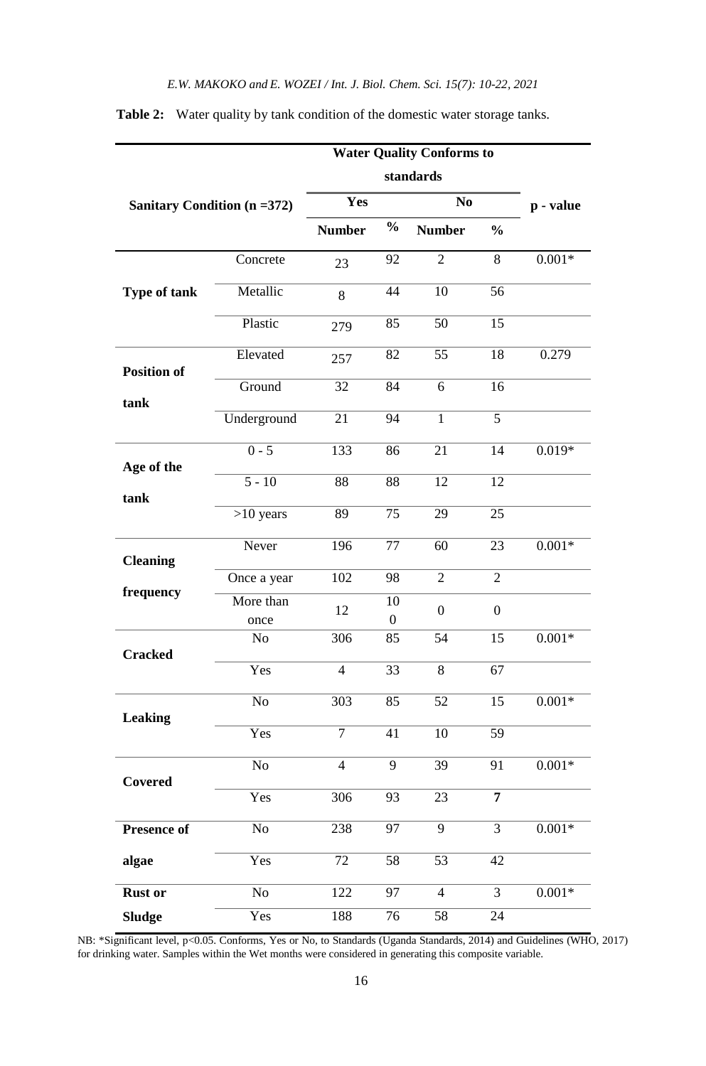**Table 2:** Water quality by tank condition of the domestic water storage tanks.

| Sanitary Condition (n =372) | | Water Quality Conforms to standards | | | | p - value |
|---|---|---|---|---|---|---|
| | | Yes | | No | | |
| | | Number | % | Number | % | |
| Type of tank | Concrete | 23 | 92 | 2 | 8 | 0.001* |
| | Metallic | 8 | 44 | 10 | 56 | |
| | Plastic | 279 | 85 | 50 | 15 | |
| Position of tank | Elevated | 257 | 82 | 55 | 18 | 0.279 |
| | Ground | 32 | 84 | 6 | 16 | |
| | Underground | 21 | 94 | 1 | 5 | |
| Age of the tank | 0 - 5 | 133 | 86 | 21 | 14 | 0.019* |
| | 5 - 10 | 88 | 88 | 12 | 12 | |
| | >10 years | 89 | 75 | 29 | 25 | |
| Cleaning frequency | Never | 196 | 77 | 60 | 23 | 0.001* |
| | Once a year | 102 | 98 | 2 | 2 | |
| | More than once | 12 | 100 | 0 | 0 | |
| Cracked | No | 306 | 85 | 54 | 15 | 0.001* |
| | Yes | 4 | 33 | 8 | 67 | |
| Leaking | No | 303 | 85 | 52 | 15 | 0.001* |
| | Yes | 7 | 41 | 10 | 59 | |
| Covered | No | 4 | 9 | 39 | 91 | 0.001* |
| | Yes | 306 | 93 | 23 | **7** | |
| Presence of algae | No | 238 | 97 | 9 | 3 | 0.001* |
| | Yes | 72 | 58 | 53 | 42 | |
| Rust or Sludge | No | 122 | 97 | 4 | 3 | 0.001* |
| | Yes | 188 | 76 | 58 | 24 | |

NB: *Significant level, p<0.05. Conforms, Yes or No, to Standards (Uganda Standards, 2014) and Guidelines (WHO, 2017) for drinking water. Samples within the Wet months were considered in generating this composite variable.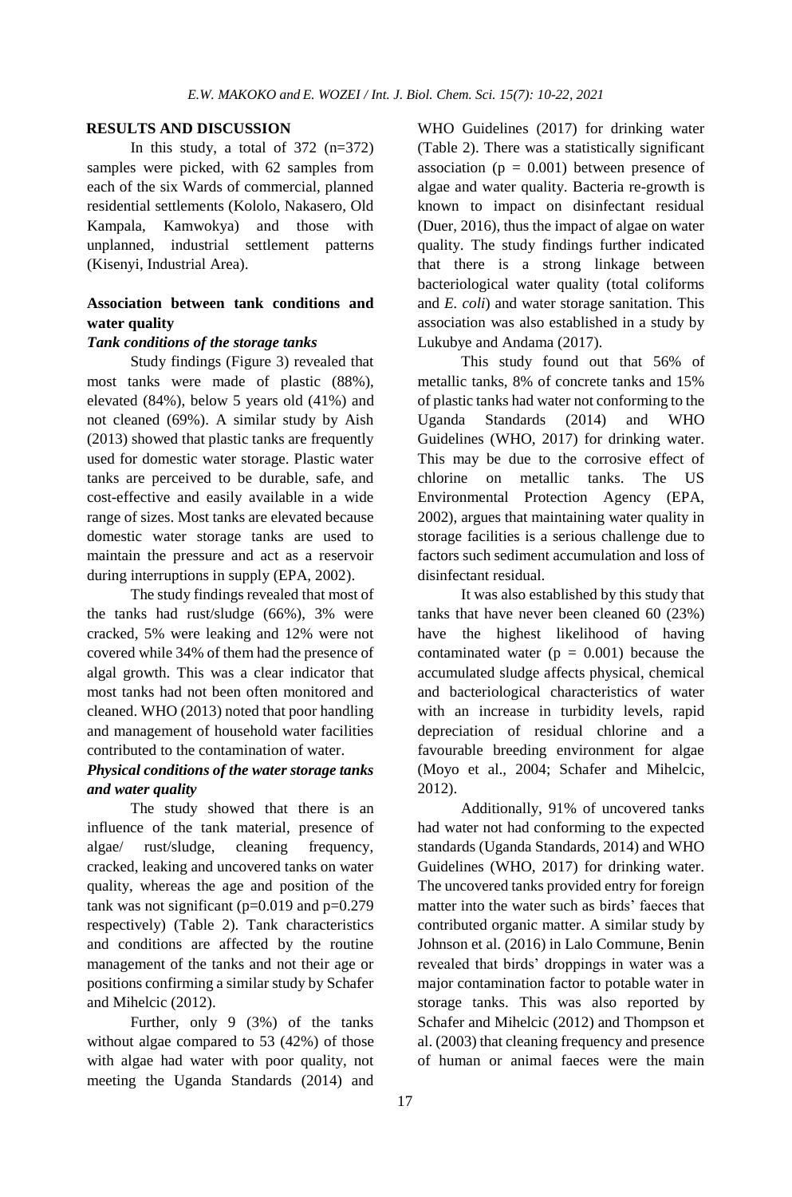## RESULTS AND DISCUSSION

In this study, a total of 372 (n=372) samples were picked, with 62 samples from each of the six Wards of commercial, planned residential settlements (Kololo, Nakasero, Old Kampala, Kamwokya) and those with unplanned, industrial settlement patterns (Kisenyi, Industrial Area).

### Association between tank conditions and water quality

#### *Tank conditions of the storage tanks*

Study findings (Figure 3) revealed that most tanks were made of plastic (88%), elevated (84%), below 5 years old (41%) and not cleaned (69%). A similar study by Aish (2013) showed that plastic tanks are frequently used for domestic water storage. Plastic water tanks are perceived to be durable, safe, and cost-effective and easily available in a wide range of sizes. Most tanks are elevated because domestic water storage tanks are used to maintain the pressure and act as a reservoir during interruptions in supply (EPA, 2002).

The study findings revealed that most of the tanks had rust/sludge (66%), 3% were cracked, 5% were leaking and 12% were not covered while 34% of them had the presence of algal growth. This was a clear indicator that most tanks had not been often monitored and cleaned. WHO (2013) noted that poor handling and management of household water facilities contributed to the contamination of water.

#### *Physical conditions of the water storage tanks and water quality*

The study showed that there is an influence of the tank material, presence of algae/ rust/sludge, cleaning frequency, cracked, leaking and uncovered tanks on water quality, whereas the age and position of the tank was not significant ($p=0.019$ and $p=0.279$ respectively) (Table 2). Tank characteristics and conditions are affected by the routine management of the tanks and not their age or positions confirming a similar study by Schafer and Mihelcic (2012).

Further, only 9 (3%) of the tanks without algae compared to 53 (42%) of those with algae had water with poor quality, not meeting the Uganda Standards (2014) and WHO Guidelines (2017) for drinking water (Table 2). There was a statistically significant association ($p = 0.001$) between presence of algae and water quality. Bacteria re-growth is known to impact on disinfectant residual (Duer, 2016), thus the impact of algae on water quality. The study findings further indicated that there is a strong linkage between bacteriological water quality (total coliforms and *E. coli*) and water storage sanitation. This association was also established in a study by Lukubye and Andama (2017).

This study found out that 56% of metallic tanks, 8% of concrete tanks and 15% of plastic tanks had water not conforming to the Uganda Standards (2014) and WHO Guidelines (WHO, 2017) for drinking water. This may be due to the corrosive effect of chlorine on metallic tanks. The US Environmental Protection Agency (EPA, 2002), argues that maintaining water quality in storage facilities is a serious challenge due to factors such sediment accumulation and loss of disinfectant residual.

It was also established by this study that tanks that have never been cleaned 60 (23%) have the highest likelihood of having contaminated water ($p = 0.001$) because the accumulated sludge affects physical, chemical and bacteriological characteristics of water with an increase in turbidity levels, rapid depreciation of residual chlorine and a favourable breeding environment for algae (Moyo et al., 2004; Schafer and Mihelcic, 2012).

Additionally, 91% of uncovered tanks had water not had conforming to the expected standards (Uganda Standards, 2014) and WHO Guidelines (WHO, 2017) for drinking water. The uncovered tanks provided entry for foreign matter into the water such as birds' faeces that contributed organic matter. A similar study by Johnson et al. (2016) in Lalo Commune, Benin revealed that birds' droppings in water was a major contamination factor to potable water in storage tanks. This was also reported by Schafer and Mihelcic (2012) and Thompson et al. (2003) that cleaning frequency and presence of human or animal faeces were the main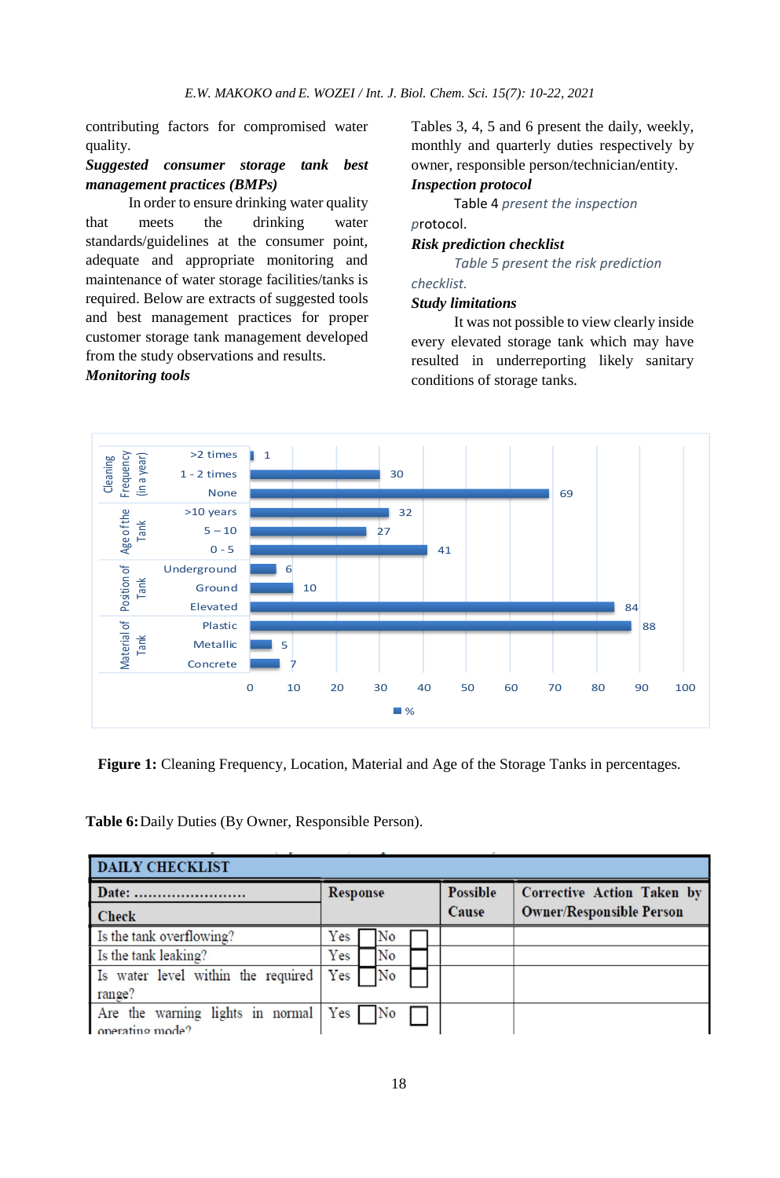contributing factors for compromised water quality.

***Suggested consumer storage tank best management practices (BMPs)***

In order to ensure drinking water quality that meets the drinking water standards/guidelines at the consumer point, adequate and appropriate monitoring and maintenance of water storage facilities/tanks is required. Below are extracts of suggested tools and best management practices for proper customer storage tank management developed from the study observations and results.

***Monitoring tools***

Tables 3, 4, 5 and 6 present the daily, weekly, monthly and quarterly duties respectively by owner, responsible person/technician/entity.

***Inspection protocol***

Table 4 *present the inspection* protocol.

***Risk prediction checklist***

*Table 5 present the risk prediction checklist.*

***Study limitations***

It was not possible to view clearly inside every elevated storage tank which may have resulted in underreporting likely sanitary conditions of storage tanks.

| Category | Item | % |
|---|---|---|
| Cleaning Frequency (in a year) | >2 times | 1 |
| | 1 - 2 times | 30 |
| | None | 69 |
| Age of the Tank | >10 years | 32 |
| | 5 – 10 | 27 |
| | 0 - 5 | 41 |
| Position of Tank | Underground | 6 |
| | Ground | 10 |
| | Elevated | 84 |
| Material of Tank | Plastic | 88 |
| | Metallic | 5 |
| | Concrete | 7 |

**Figure 1:** Cleaning Frequency, Location, Material and Age of the Storage Tanks in percentages.

**Table 6:** Daily Duties (By Owner, Responsible Person).

| DAILY CHECKLIST | | | |
|---|---|---|---|
| **Date: ……………………** **Check** | **Response** | **Possible Cause** | **Corrective Action Taken by Owner/Responsible Person** |
| Is the tank overflowing? | Yes ☐ No ☐ | | |
| Is the tank leaking? | Yes ☐ No ☐ | | |
| Is water level within the required range? | Yes ☐ No ☐ | | |
| Are the warning lights in normal operating mode? | Yes ☐ No ☐ | | |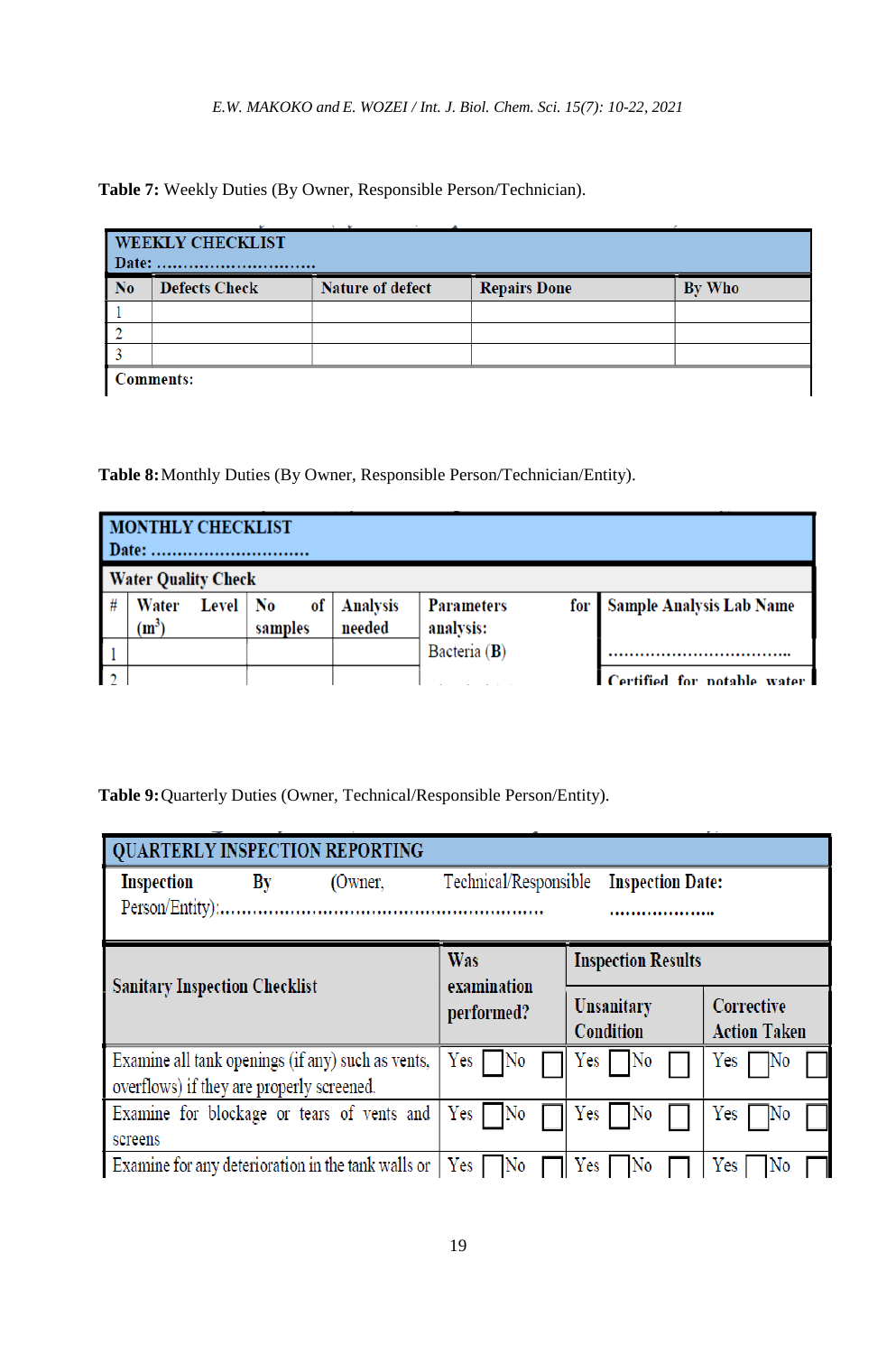**Table 7:** Weekly Duties (By Owner, Responsible Person/Technician).

| WEEKLY CHECKLIST<br>Date: ………………………… | | | | |
|---|---|---|---|---|
| **No** | **Defects Check** | **Nature of defect** | **Repairs Done** | **By Who** |
| 1 | | | | |
| 2 | | | | |
| 3 | | | | |
| **Comments:** | | | | |

**Table 8:** Monthly Duties (By Owner, Responsible Person/Technician/Entity).

| MONTHLY CHECKLIST<br>Date: ………………………… | | | | | |
|---|---|---|---|---|---|
| **Water Quality Check** | | | | | |
| **#** | **Water Level ($m^3$)** | **No of samples** | **Analysis needed** | **Parameters for analysis:**<br>Bacteria (**B**) | **Sample Analysis Lab Name**<br>……………………………… |
| 1 | | | | | |
| 2 | | | | | Certified for potable water |

**Table 9:** Quarterly Duties (Owner, Technical/Responsible Person/Entity).

| QUARTERLY INSPECTION REPORTING | | | |
|---|---|---|---|
| Inspection By (Owner, Technical/Responsible Person/Entity):………………………………………………… | | Inspection Date: ………………… | |
| **Sanitary Inspection Checklist** | **Was examination performed?** | **Inspection Results** | |
| | | **Unsanitary Condition** | **Corrective Action Taken** |
| Examine all tank openings (if any) such as vents, overflows) if they are properly screened. | Yes ☐ No ☐ | Yes ☐ No ☐ | Yes ☐ No ☐ |
| Examine for blockage or tears of vents and screens | Yes ☐ No ☐ | Yes ☐ No ☐ | Yes ☐ No ☐ |
| Examine for any deterioration in the tank walls or | Yes ☐ No ☐ | Yes ☐ No ☐ | Yes ☐ No ☐ |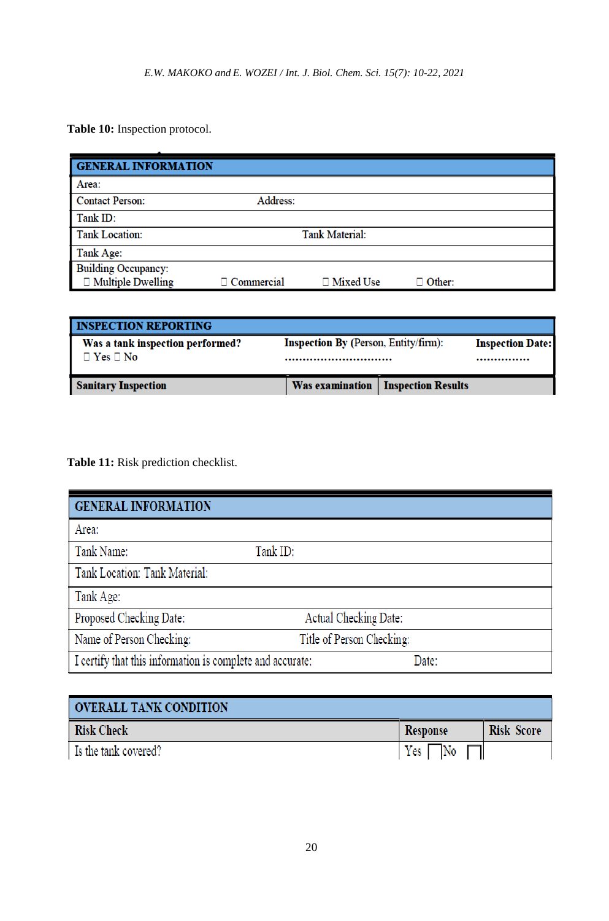**Table 10:** Inspection protocol.

| GENERAL INFORMATION | | | |
|---|---|---|---|
| Area: | | | |
| Contact Person: | Address: | | |
| Tank ID: | | | |
| Tank Location: | | Tank Material: | |
| Tank Age: | | | |
| Building Occupancy:<br>☐ Multiple Dwelling | ☐ Commercial | ☐ Mixed Use | ☐ Other: |

| INSPECTION REPORTING | | |
|---|---|---|
| **Was a tank inspection performed?**<br>☐ Yes ☐ No | **Inspection By** (Person, Entity/firm):<br>.............................. | **Inspection Date:**<br>............... |
| **Sanitary Inspection** | **Was examination** | **Inspection Results** |

**Table 11:** Risk prediction checklist.

| GENERAL INFORMATION | |
|---|---|
| Area: | |
| Tank Name: | Tank ID: |
| Tank Location: Tank Material: | |
| Tank Age: | |
| Proposed Checking Date: | Actual Checking Date: |
| Name of Person Checking: | Title of Person Checking: |
| I certify that this information is complete and accurate: | Date: |

| OVERALL TANK CONDITION | | |
|---|---|---|
| **Risk Check** | **Response** | **Risk Score** |
| Is the tank covered? | Yes ☐ No ☐ | |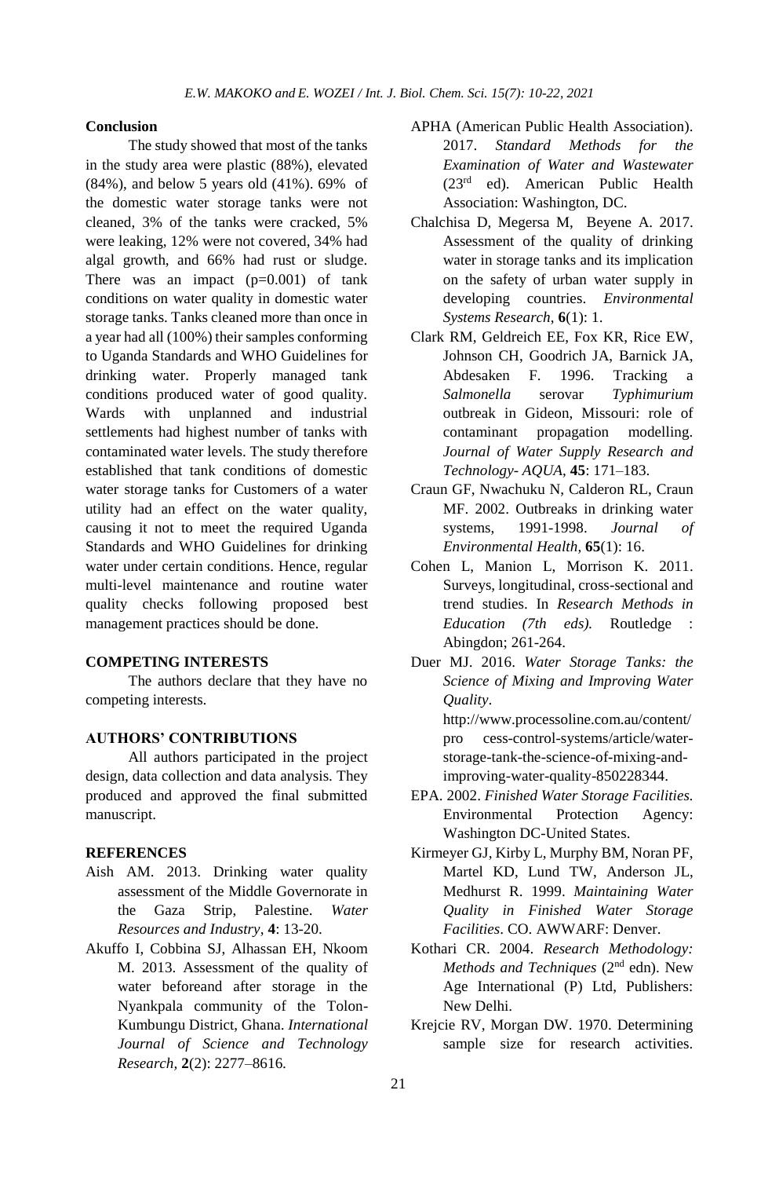## Conclusion

The study showed that most of the tanks in the study area were plastic (88%), elevated (84%), and below 5 years old (41%). 69% of the domestic water storage tanks were not cleaned, 3% of the tanks were cracked, 5% were leaking, 12% were not covered, 34% had algal growth, and 66% had rust or sludge. There was an impact ($p=0.001$) of tank conditions on water quality in domestic water storage tanks. Tanks cleaned more than once in a year had all (100%) their samples conforming to Uganda Standards and WHO Guidelines for drinking water. Properly managed tank conditions produced water of good quality. Wards with unplanned and industrial settlements had highest number of tanks with contaminated water levels. The study therefore established that tank conditions of domestic water storage tanks for Customers of a water utility had an effect on the water quality, causing it not to meet the required Uganda Standards and WHO Guidelines for drinking water under certain conditions. Hence, regular multi-level maintenance and routine water quality checks following proposed best management practices should be done.

## COMPETING INTERESTS

The authors declare that they have no competing interests.

## AUTHORS' CONTRIBUTIONS

All authors participated in the project design, data collection and data analysis. They produced and approved the final submitted manuscript.

## REFERENCES

Aish AM. 2013. Drinking water quality assessment of the Middle Governorate in the Gaza Strip, Palestine. *Water Resources and Industry*, **4**: 13-20.

Akuffo I, Cobbina SJ, Alhassan EH, Nkoom M. 2013. Assessment of the quality of water beforeand after storage in the Nyankpala community of the Tolon-Kumbungu District, Ghana. *International Journal of Science and Technology Research*, **2**(2): 2277–8616.

APHA (American Public Health Association). 2017. *Standard Methods for the Examination of Water and Wastewater* (23rd ed). American Public Health Association: Washington, DC.

Chalchisa D, Megersa M, Beyene A. 2017. Assessment of the quality of drinking water in storage tanks and its implication on the safety of urban water supply in developing countries. *Environmental Systems Research*, **6**(1): 1.

Clark RM, Geldreich EE, Fox KR, Rice EW, Johnson CH, Goodrich JA, Barnick JA, Abdesaken F. 1996. Tracking a *Salmonella* serovar *Typhimurium* outbreak in Gideon, Missouri: role of contaminant propagation modelling. *Journal of Water Supply Research and Technology- AQUA*, **45**: 171–183.

Craun GF, Nwachuku N, Calderon RL, Craun MF. 2002. Outbreaks in drinking water systems, 1991-1998. *Journal of Environmental Health*, **65**(1): 16.

Cohen L, Manion L, Morrison K. 2011. Surveys, longitudinal, cross-sectional and trend studies. In *Research Methods in Education (7th eds).* Routledge : Abingdon; 261-264.

Duer MJ. 2016. *Water Storage Tanks: the Science of Mixing and Improving Water Quality*. http://www.processoline.com.au/content/pro cess-control-systems/article/water-storage-tank-the-science-of-mixing-and-improving-water-quality-850228344.

EPA. 2002. *Finished Water Storage Facilities.* Environmental Protection Agency: Washington DC-United States.

Kirmeyer GJ, Kirby L, Murphy BM, Noran PF, Martel KD, Lund TW, Anderson JL, Medhurst R. 1999. *Maintaining Water Quality in Finished Water Storage Facilities*. CO. AWWARF: Denver.

Kothari CR. 2004. *Research Methodology: Methods and Techniques* (2nd edn). New Age International (P) Ltd, Publishers: New Delhi.

Krejcie RV, Morgan DW. 1970. Determining sample size for research activities.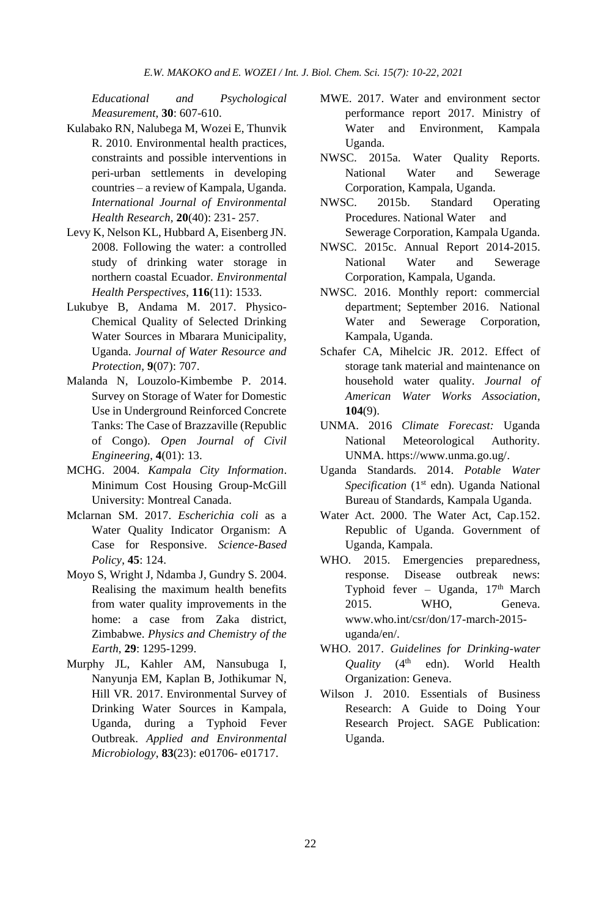*Educational and Psychological Measurement*, **30**: 607-610.

Kulabako RN, Nalubega M, Wozei E, Thunvik R. 2010. Environmental health practices, constraints and possible interventions in peri-urban settlements in developing countries – a review of Kampala, Uganda. *International Journal of Environmental Health Research*, **20**(40): 231- 257.

Levy K, Nelson KL, Hubbard A, Eisenberg JN. 2008. Following the water: a controlled study of drinking water storage in northern coastal Ecuador. *Environmental Health Perspectives*, **116**(11): 1533.

Lukubye B, Andama M. 2017. Physico-Chemical Quality of Selected Drinking Water Sources in Mbarara Municipality, Uganda. *Journal of Water Resource and Protection,* **9**(07): 707.

Malanda N, Louzolo-Kimbembe P. 2014. Survey on Storage of Water for Domestic Use in Underground Reinforced Concrete Tanks: The Case of Brazzaville (Republic of Congo). *Open Journal of Civil Engineering*, **4**(01): 13.

MCHG. 2004. *Kampala City Information*. Minimum Cost Housing Group-McGill University: Montreal Canada.

Mclarnan SM. 2017. *Escherichia coli* as a Water Quality Indicator Organism: A Case for Responsive. *Science-Based Policy*, **45**: 124.

Moyo S, Wright J, Ndamba J, Gundry S. 2004. Realising the maximum health benefits from water quality improvements in the home: a case from Zaka district, Zimbabwe. *Physics and Chemistry of the Earth*, **29**: 1295-1299.

Murphy JL, Kahler AM, Nansubuga I, Nanyunja EM, Kaplan B, Jothikumar N, Hill VR. 2017. Environmental Survey of Drinking Water Sources in Kampala, Uganda, during a Typhoid Fever Outbreak. *Applied and Environmental Microbiology*, **83**(23): e01706- e01717.

MWE. 2017. Water and environment sector performance report 2017. Ministry of Water and Environment, Kampala Uganda.

NWSC. 2015a. Water Quality Reports. National Water and Sewerage Corporation, Kampala, Uganda.

NWSC. 2015b. Standard Operating Procedures. National Water and Sewerage Corporation, Kampala Uganda.

NWSC. 2015c. Annual Report 2014-2015. National Water and Sewerage Corporation, Kampala, Uganda.

NWSC. 2016. Monthly report: commercial department; September 2016. National Water and Sewerage Corporation, Kampala, Uganda.

Schafer CA, Mihelcic JR. 2012. Effect of storage tank material and maintenance on household water quality. *Journal of American Water Works Association*, **104**(9).

UNMA. 2016 *Climate Forecast:* Uganda National Meteorological Authority. UNMA. https://www.unma.go.ug/.

Uganda Standards. 2014. *Potable Water Specification* (1st edn). Uganda National Bureau of Standards, Kampala Uganda.

Water Act. 2000. The Water Act, Cap.152. Republic of Uganda. Government of Uganda, Kampala.

WHO. 2015. Emergencies preparedness, response. Disease outbreak news: Typhoid fever – Uganda, 17th March 2015. WHO, Geneva. www.who.int/csr/don/17-march-2015-uganda/en/.

WHO. 2017. *Guidelines for Drinking-water Quality* (4th edn). World Health Organization: Geneva.

Wilson J. 2010. Essentials of Business Research: A Guide to Doing Your Research Project. SAGE Publication: Uganda.